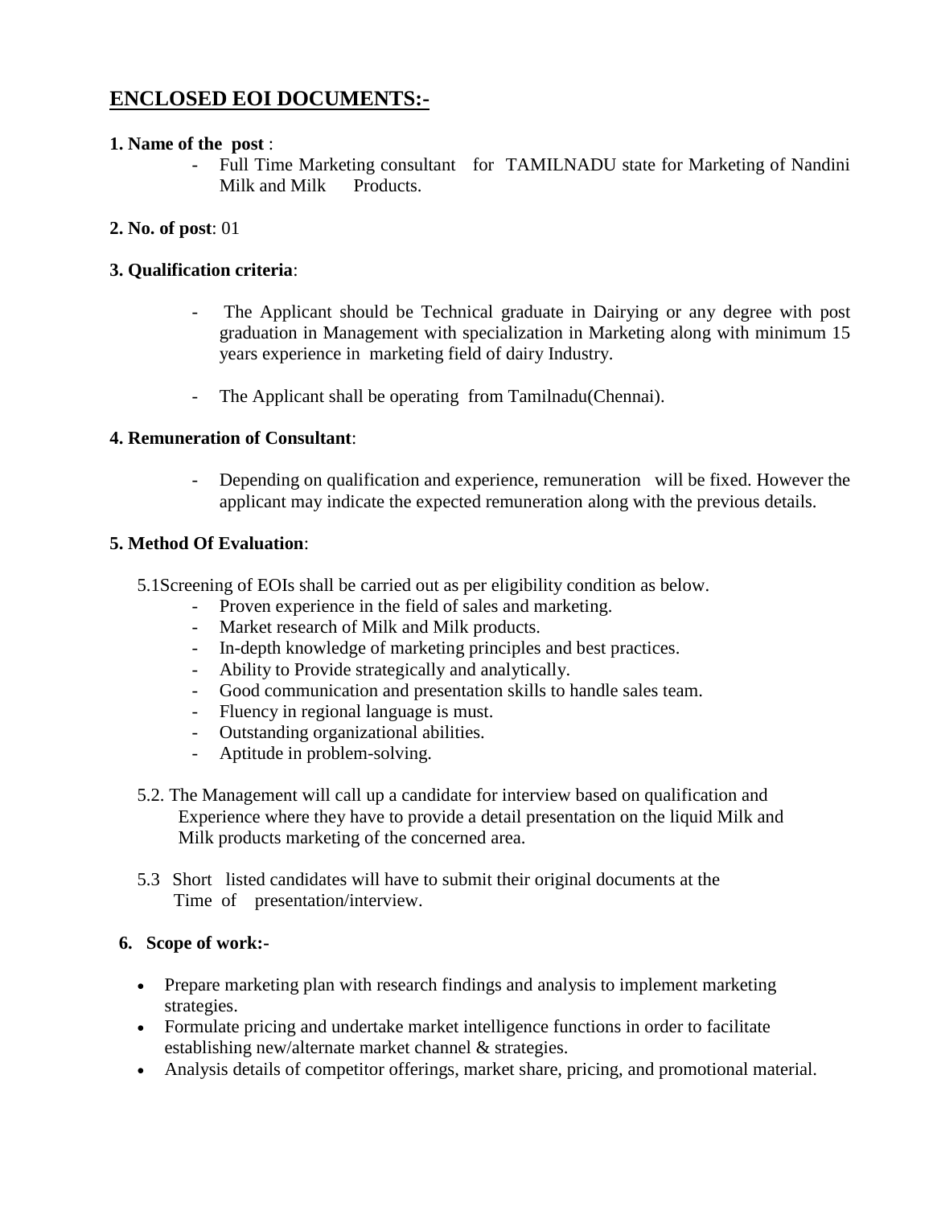## ENCLOSED EOI DOCUMENTS:-

**1. Name of the post** :

- Full Time Marketing consultant for TAMILNADU state for Marketing of Nandini Milk and Milk Products.

**2. No. of post**: 01

**3. Qualification criteria**:

- The Applicant should be Technical graduate in Dairying or any degree with post graduation in Management with specialization in Marketing along with minimum 15 years experience in marketing field of dairy Industry.
- The Applicant shall be operating from Tamilnadu(Chennai).

**4. Remuneration of Consultant**:

- Depending on qualification and experience, remuneration will be fixed. However the applicant may indicate the expected remuneration along with the previous details.

**5. Method Of Evaluation**:

5.1Screening of EOIs shall be carried out as per eligibility condition as below.

- Proven experience in the field of sales and marketing.
- Market research of Milk and Milk products.
- In-depth knowledge of marketing principles and best practices.
- Ability to Provide strategically and analytically.
- Good communication and presentation skills to handle sales team.
- Fluency in regional language is must.
- Outstanding organizational abilities.
- Aptitude in problem-solving.

5.2. The Management will call up a candidate for interview based on qualification and Experience where they have to provide a detail presentation on the liquid Milk and Milk products marketing of the concerned area.

5.3 Short listed candidates will have to submit their original documents at the Time of presentation/interview.

**6. Scope of work:-**

- Prepare marketing plan with research findings and analysis to implement marketing strategies.
- Formulate pricing and undertake market intelligence functions in order to facilitate establishing new/alternate market channel & strategies.
- Analysis details of competitor offerings, market share, pricing, and promotional material.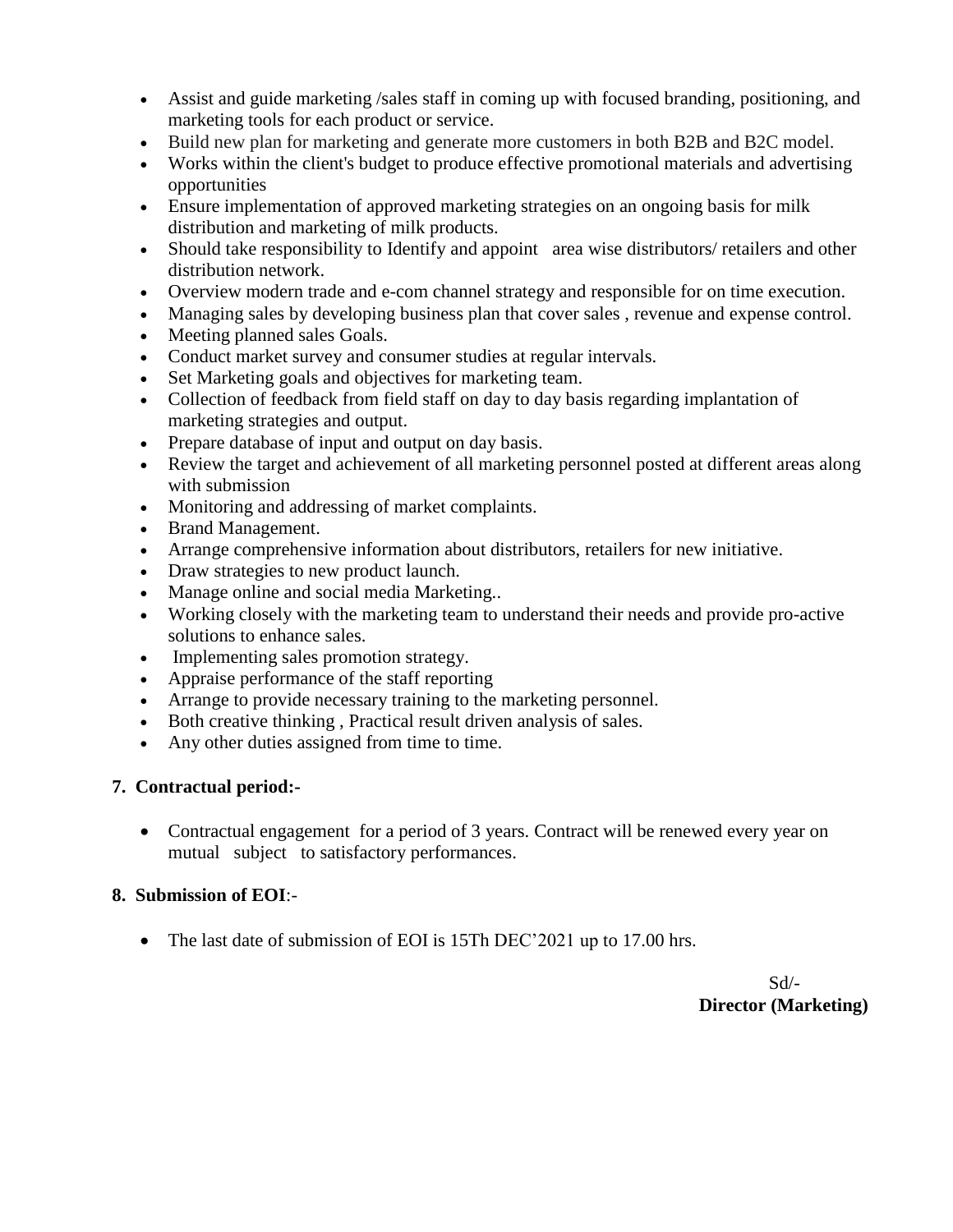- Assist and guide marketing /sales staff in coming up with focused branding, positioning, and marketing tools for each product or service.
- Build new plan for marketing and generate more customers in both B2B and B2C model.
- Works within the client's budget to produce effective promotional materials and advertising opportunities
- Ensure implementation of approved marketing strategies on an ongoing basis for milk distribution and marketing of milk products.
- Should take responsibility to Identify and appoint area wise distributors/ retailers and other distribution network.
- Overview modern trade and e-com channel strategy and responsible for on time execution.
- Managing sales by developing business plan that cover sales , revenue and expense control.
- Meeting planned sales Goals.
- Conduct market survey and consumer studies at regular intervals.
- Set Marketing goals and objectives for marketing team.
- Collection of feedback from field staff on day to day basis regarding implantation of marketing strategies and output.
- Prepare database of input and output on day basis.
- Review the target and achievement of all marketing personnel posted at different areas along with submission
- Monitoring and addressing of market complaints.
- Brand Management.
- Arrange comprehensive information about distributors, retailers for new initiative.
- Draw strategies to new product launch.
- Manage online and social media Marketing..
- Working closely with the marketing team to understand their needs and provide pro-active solutions to enhance sales.
- Implementing sales promotion strategy.
- Appraise performance of the staff reporting
- Arrange to provide necessary training to the marketing personnel.
- Both creative thinking , Practical result driven analysis of sales.
- Any other duties assigned from time to time.

**7. Contractual period:-**

- Contractual engagement for a period of 3 years. Contract will be renewed every year on mutual subject to satisfactory performances.

**8. Submission of EOI**:-

- The last date of submission of EOI is 15Th DEC'2021 up to 17.00 hrs.

Sd/-

**Director (Marketing)**